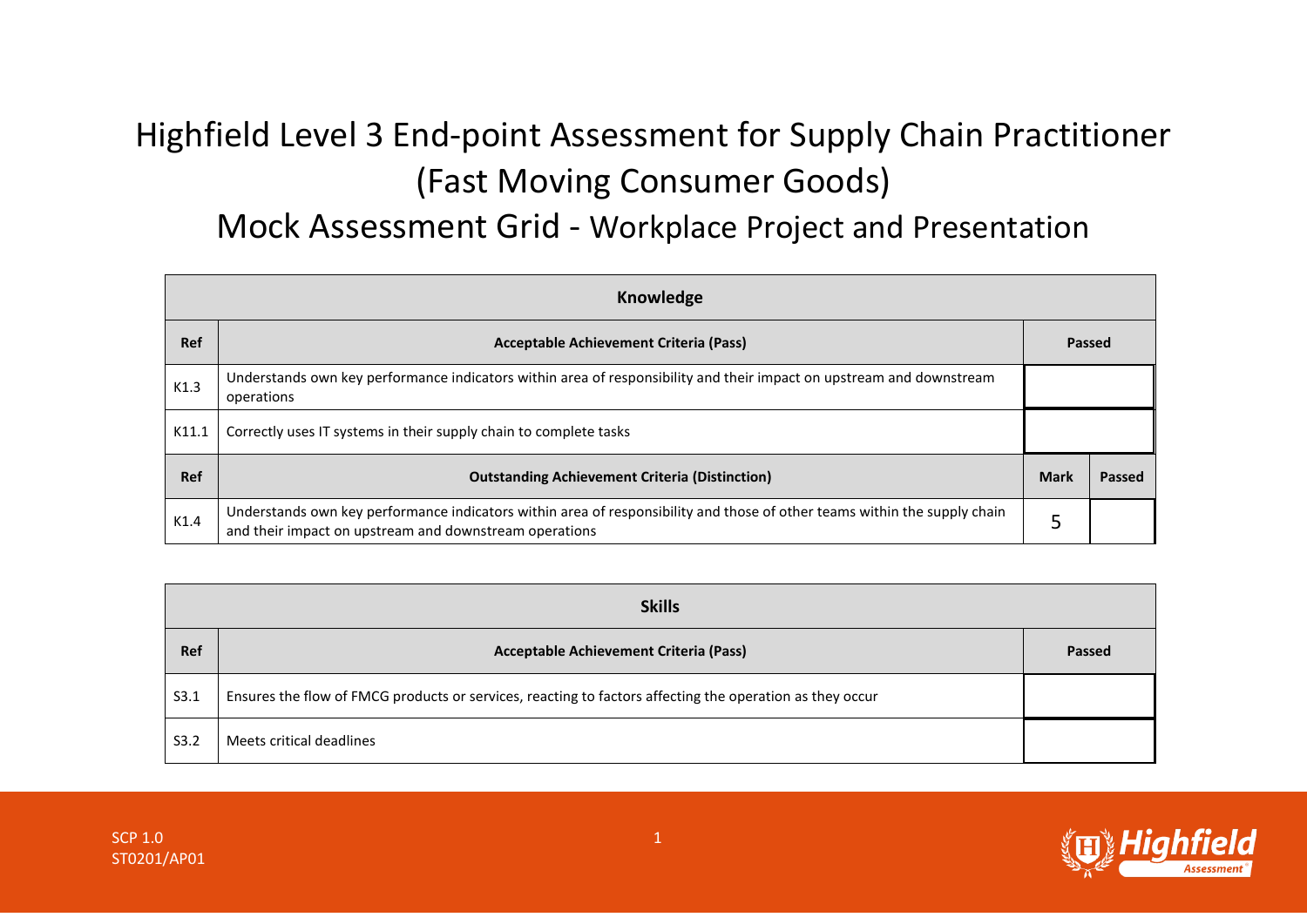# Highfield Level 3 End-point Assessment for Supply Chain Practitioner (Fast Moving Consumer Goods)

## Mock Assessment Grid - Workplace Project and Presentation

| Knowledge | | | |
|---|---|---|---|
| **Ref** | **Acceptable Achievement Criteria (Pass)** | **Passed** | |
| K1.3 | Understands own key performance indicators within area of responsibility and their impact on upstream and downstream operations | | |
| K11.1 | Correctly uses IT systems in their supply chain to complete tasks | | |
| **Ref** | **Outstanding Achievement Criteria (Distinction)** | **Mark** | **Passed** |
| K1.4 | Understands own key performance indicators within area of responsibility and those of other teams within the supply chain and their impact on upstream and downstream operations | 5 | |

| Skills | | |
|---|---|---|
| **Ref** | **Acceptable Achievement Criteria (Pass)** | **Passed** |
| S3.1 | Ensures the flow of FMCG products or services, reacting to factors affecting the operation as they occur | |
| S3.2 | Meets critical deadlines | |

SCP 1.0
ST0201/AP01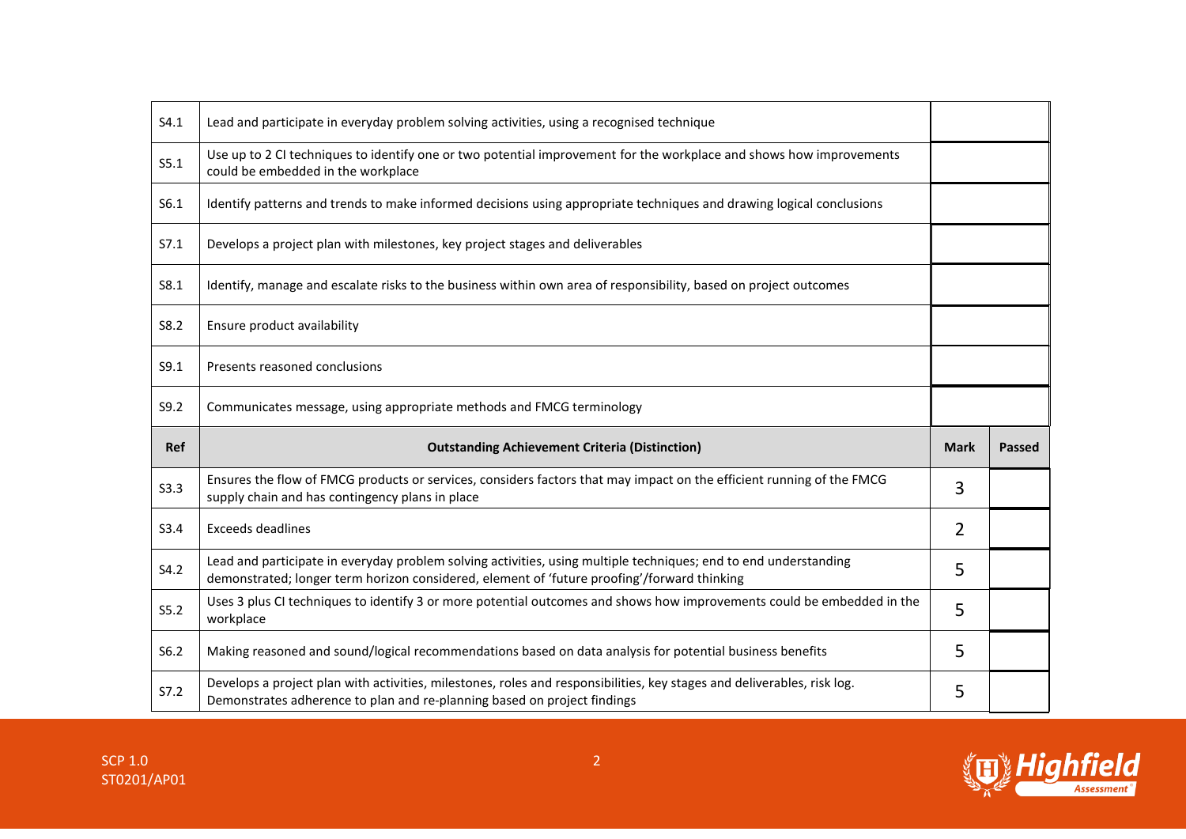| | | | |
|---|---|---|---|
| S4.1 | Lead and participate in everyday problem solving activities, using a recognised technique | | |
| S5.1 | Use up to 2 CI techniques to identify one or two potential improvement for the workplace and shows how improvements could be embedded in the workplace | | |
| S6.1 | Identify patterns and trends to make informed decisions using appropriate techniques and drawing logical conclusions | | |
| S7.1 | Develops a project plan with milestones, key project stages and deliverables | | |
| S8.1 | Identify, manage and escalate risks to the business within own area of responsibility, based on project outcomes | | |
| S8.2 | Ensure product availability | | |
| S9.1 | Presents reasoned conclusions | | |
| S9.2 | Communicates message, using appropriate methods and FMCG terminology | | |
| **Ref** | **Outstanding Achievement Criteria (Distinction)** | **Mark** | **Passed** |
| S3.3 | Ensures the flow of FMCG products or services, considers factors that may impact on the efficient running of the FMCG supply chain and has contingency plans in place | 3 | |
| S3.4 | Exceeds deadlines | 2 | |
| S4.2 | Lead and participate in everyday problem solving activities, using multiple techniques; end to end understanding demonstrated; longer term horizon considered, element of 'future proofing'/forward thinking | 5 | |
| S5.2 | Uses 3 plus CI techniques to identify 3 or more potential outcomes and shows how improvements could be embedded in the workplace | 5 | |
| S6.2 | Making reasoned and sound/logical recommendations based on data analysis for potential business benefits | 5 | |
| S7.2 | Develops a project plan with activities, milestones, roles and responsibilities, key stages and deliverables, risk log. Demonstrates adherence to plan and re-planning based on project findings | 5 | |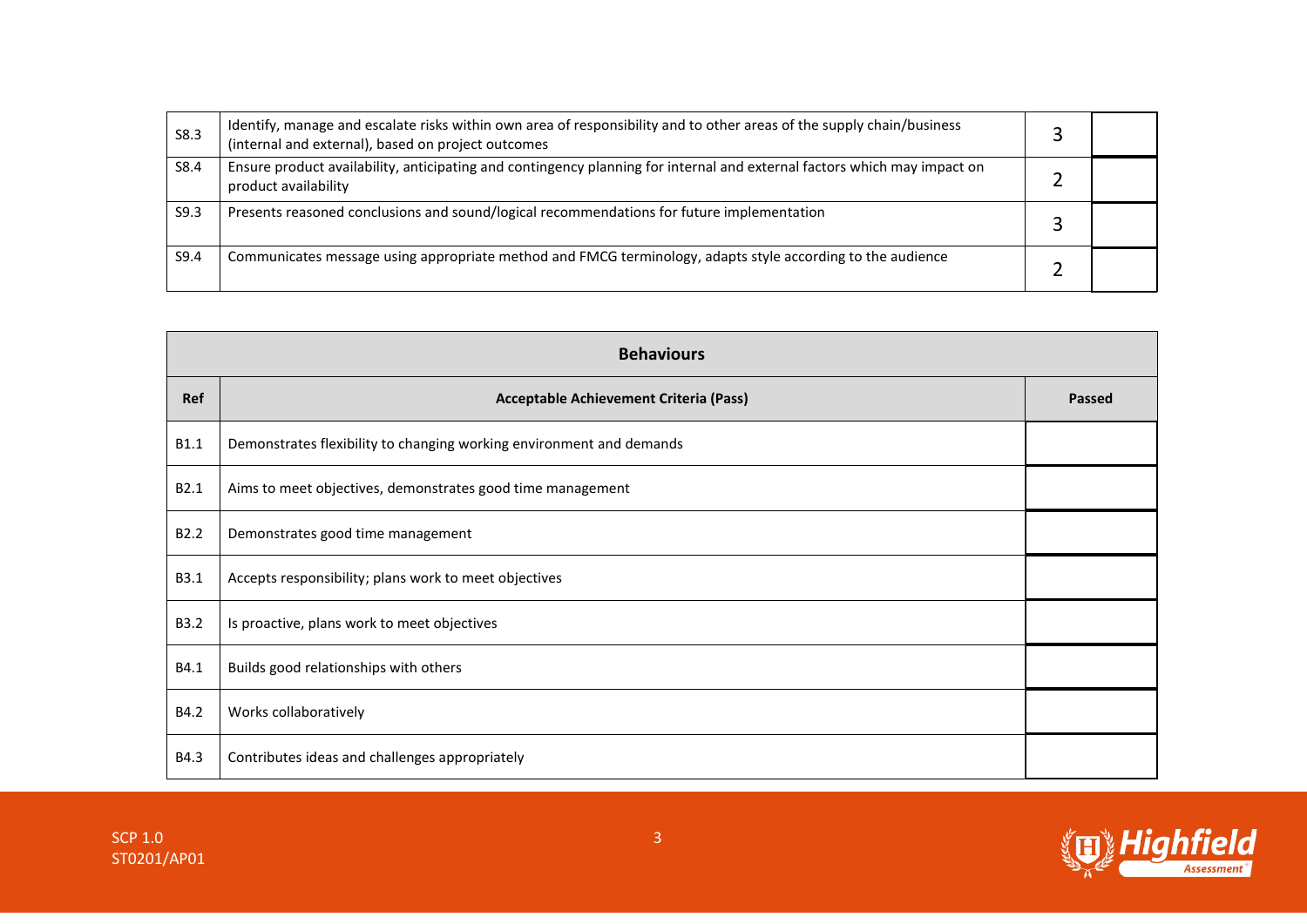| | | | |
|---|---|---|---|
| S8.3 | Identify, manage and escalate risks within own area of responsibility and to other areas of the supply chain/business (internal and external), based on project outcomes | 3 | |
| S8.4 | Ensure product availability, anticipating and contingency planning for internal and external factors which may impact on product availability | 2 | |
| S9.3 | Presents reasoned conclusions and sound/logical recommendations for future implementation | 3 | |
| S9.4 | Communicates message using appropriate method and FMCG terminology, adapts style according to the audience | 2 | |

| Behaviours | | |
|---|---|---|
| **Ref** | **Acceptable Achievement Criteria (Pass)** | **Passed** |
| B1.1 | Demonstrates flexibility to changing working environment and demands | |
| B2.1 | Aims to meet objectives, demonstrates good time management | |
| B2.2 | Demonstrates good time management | |
| B3.1 | Accepts responsibility; plans work to meet objectives | |
| B3.2 | Is proactive, plans work to meet objectives | |
| B4.1 | Builds good relationships with others | |
| B4.2 | Works collaboratively | |
| B4.3 | Contributes ideas and challenges appropriately | |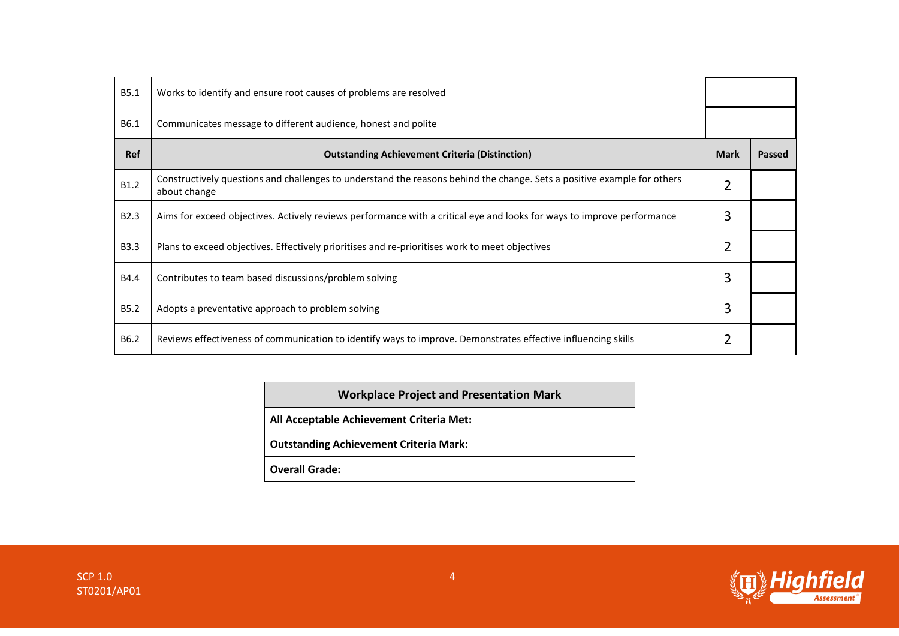| | | | |
|---|---|---|---|
| B5.1 | Works to identify and ensure root causes of problems are resolved | | |
| B6.1 | Communicates message to different audience, honest and polite | | |
| **Ref** | **Outstanding Achievement Criteria (Distinction)** | **Mark** | **Passed** |
| B1.2 | Constructively questions and challenges to understand the reasons behind the change. Sets a positive example for others about change | 2 | |
| B2.3 | Aims for exceed objectives. Actively reviews performance with a critical eye and looks for ways to improve performance | 3 | |
| B3.3 | Plans to exceed objectives. Effectively prioritises and re-prioritises work to meet objectives | 2 | |
| B4.4 | Contributes to team based discussions/problem solving | 3 | |
| B5.2 | Adopts a preventative approach to problem solving | 3 | |
| B6.2 | Reviews effectiveness of communication to identify ways to improve. Demonstrates effective influencing skills | 2 | |

| Workplace Project and Presentation Mark | |
|---|---|
| **All Acceptable Achievement Criteria Met:** | |
| **Outstanding Achievement Criteria Mark:** | |
| **Overall Grade:** | |